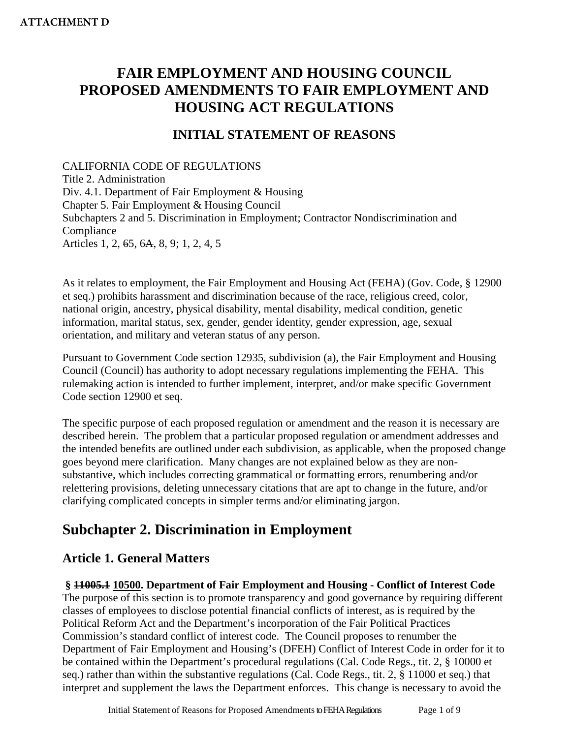**ATTACHMENT D**

# FAIR EMPLOYMENT AND HOUSING COUNCIL PROPOSED AMENDMENTS TO FAIR EMPLOYMENT AND HOUSING ACT REGULATIONS

## INITIAL STATEMENT OF REASONS

CALIFORNIA CODE OF REGULATIONS
Title 2. Administration
Div. 4.1. Department of Fair Employment & Housing
Chapter 5. Fair Employment & Housing Council
Subchapters 2 and 5. Discrimination in Employment; Contractor Nondiscrimination and Compliance
Articles 1, 2, ~~6~~5, 6~~A~~, 8, 9; 1, 2, 4, 5

As it relates to employment, the Fair Employment and Housing Act (FEHA) (Gov. Code, § 12900 et seq.) prohibits harassment and discrimination because of the race, religious creed, color, national origin, ancestry, physical disability, mental disability, medical condition, genetic information, marital status, sex, gender, gender identity, gender expression, age, sexual orientation, and military and veteran status of any person.

Pursuant to Government Code section 12935, subdivision (a), the Fair Employment and Housing Council (Council) has authority to adopt necessary regulations implementing the FEHA. This rulemaking action is intended to further implement, interpret, and/or make specific Government Code section 12900 et seq.

The specific purpose of each proposed regulation or amendment and the reason it is necessary are described herein. The problem that a particular proposed regulation or amendment addresses and the intended benefits are outlined under each subdivision, as applicable, when the proposed change goes beyond mere clarification. Many changes are not explained below as they are non-substantive, which includes correcting grammatical or formatting errors, renumbering and/or relettering provisions, deleting unnecessary citations that are apt to change in the future, and/or clarifying complicated concepts in simpler terms and/or eliminating jargon.

## Subchapter 2. Discrimination in Employment

### Article 1. General Matters

**§ ~~11005.1~~ <u>10500</u>. Department of Fair Employment and Housing - Conflict of Interest Code**
The purpose of this section is to promote transparency and good governance by requiring different classes of employees to disclose potential financial conflicts of interest, as is required by the Political Reform Act and the Department's incorporation of the Fair Political Practices Commission's standard conflict of interest code. The Council proposes to renumber the Department of Fair Employment and Housing's (DFEH) Conflict of Interest Code in order for it to be contained within the Department's procedural regulations (Cal. Code Regs., tit. 2, § 10000 et seq.) rather than within the substantive regulations (Cal. Code Regs., tit. 2, § 11000 et seq.) that interpret and supplement the laws the Department enforces. This change is necessary to avoid the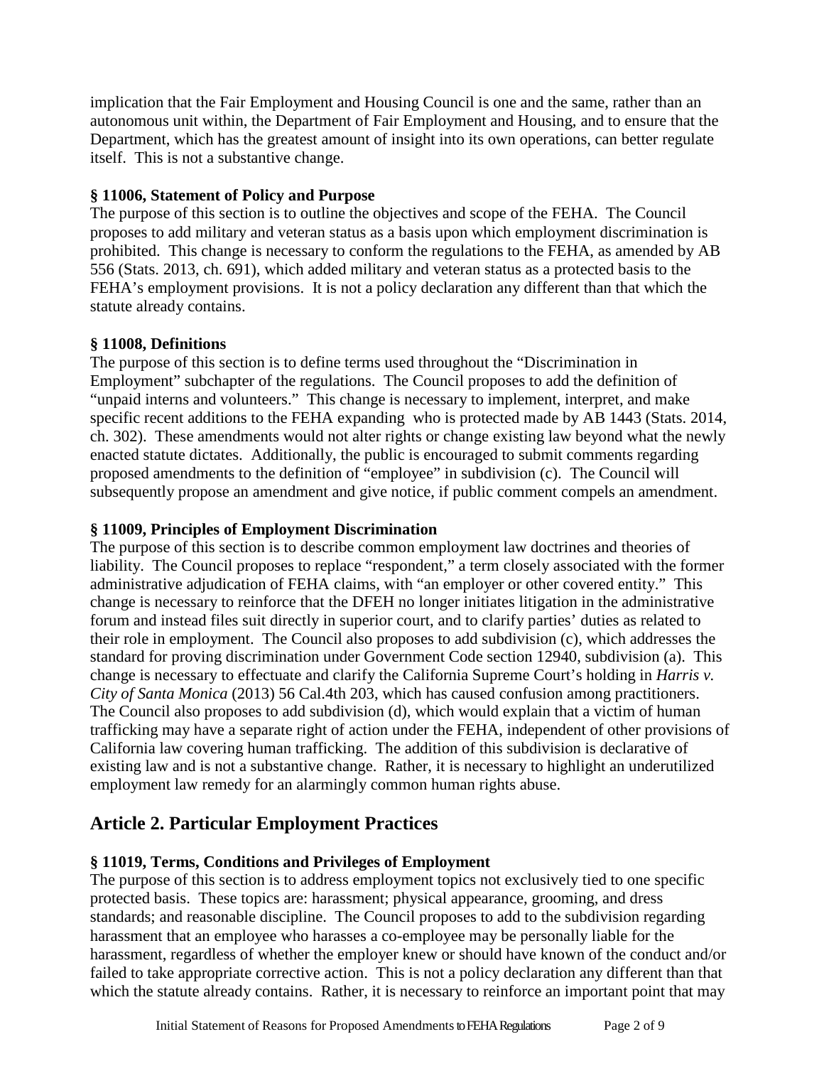implication that the Fair Employment and Housing Council is one and the same, rather than an autonomous unit within, the Department of Fair Employment and Housing, and to ensure that the Department, which has the greatest amount of insight into its own operations, can better regulate itself. This is not a substantive change.

**§ 11006, Statement of Policy and Purpose**

The purpose of this section is to outline the objectives and scope of the FEHA. The Council proposes to add military and veteran status as a basis upon which employment discrimination is prohibited. This change is necessary to conform the regulations to the FEHA, as amended by AB 556 (Stats. 2013, ch. 691), which added military and veteran status as a protected basis to the FEHA's employment provisions. It is not a policy declaration any different than that which the statute already contains.

**§ 11008, Definitions**

The purpose of this section is to define terms used throughout the "Discrimination in Employment" subchapter of the regulations. The Council proposes to add the definition of "unpaid interns and volunteers." This change is necessary to implement, interpret, and make specific recent additions to the FEHA expanding who is protected made by AB 1443 (Stats. 2014, ch. 302). These amendments would not alter rights or change existing law beyond what the newly enacted statute dictates. Additionally, the public is encouraged to submit comments regarding proposed amendments to the definition of "employee" in subdivision (c). The Council will subsequently propose an amendment and give notice, if public comment compels an amendment.

**§ 11009, Principles of Employment Discrimination**

The purpose of this section is to describe common employment law doctrines and theories of liability. The Council proposes to replace "respondent," a term closely associated with the former administrative adjudication of FEHA claims, with "an employer or other covered entity." This change is necessary to reinforce that the DFEH no longer initiates litigation in the administrative forum and instead files suit directly in superior court, and to clarify parties' duties as related to their role in employment. The Council also proposes to add subdivision (c), which addresses the standard for proving discrimination under Government Code section 12940, subdivision (a). This change is necessary to effectuate and clarify the California Supreme Court's holding in *Harris v. City of Santa Monica* (2013) 56 Cal.4th 203, which has caused confusion among practitioners. The Council also proposes to add subdivision (d), which would explain that a victim of human trafficking may have a separate right of action under the FEHA, independent of other provisions of California law covering human trafficking. The addition of this subdivision is declarative of existing law and is not a substantive change. Rather, it is necessary to highlight an underutilized employment law remedy for an alarmingly common human rights abuse.

## Article 2. Particular Employment Practices

**§ 11019, Terms, Conditions and Privileges of Employment**

The purpose of this section is to address employment topics not exclusively tied to one specific protected basis. These topics are: harassment; physical appearance, grooming, and dress standards; and reasonable discipline. The Council proposes to add to the subdivision regarding harassment that an employee who harasses a co-employee may be personally liable for the harassment, regardless of whether the employer knew or should have known of the conduct and/or failed to take appropriate corrective action. This is not a policy declaration any different than that which the statute already contains. Rather, it is necessary to reinforce an important point that may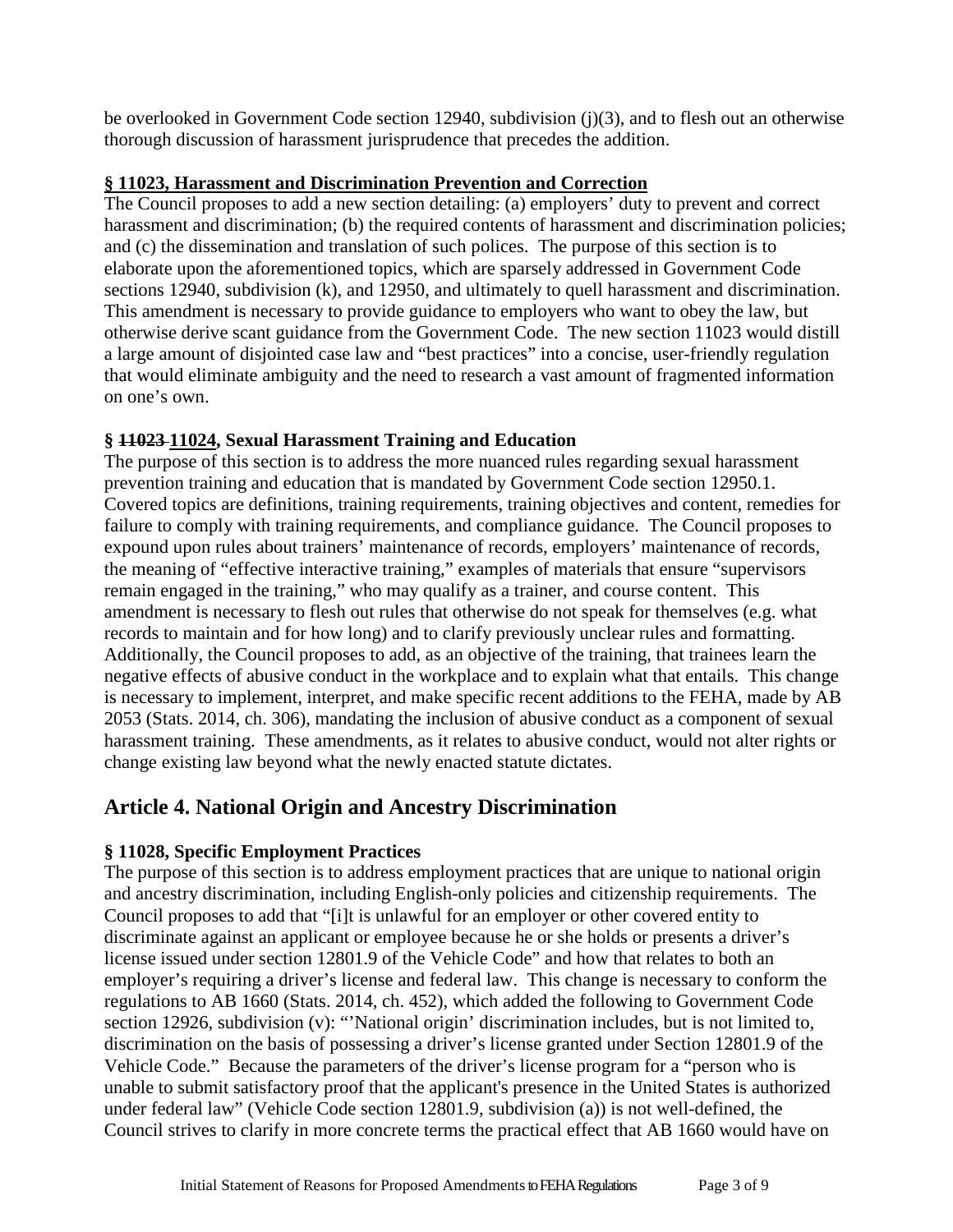be overlooked in Government Code section 12940, subdivision (j)(3), and to flesh out an otherwise thorough discussion of harassment jurisprudence that precedes the addition.

**§ 11023, Harassment and Discrimination Prevention and Correction**

The Council proposes to add a new section detailing: (a) employers' duty to prevent and correct harassment and discrimination; (b) the required contents of harassment and discrimination policies; and (c) the dissemination and translation of such polices. The purpose of this section is to elaborate upon the aforementioned topics, which are sparsely addressed in Government Code sections 12940, subdivision (k), and 12950, and ultimately to quell harassment and discrimination. This amendment is necessary to provide guidance to employers who want to obey the law, but otherwise derive scant guidance from the Government Code. The new section 11023 would distill a large amount of disjointed case law and "best practices" into a concise, user-friendly regulation that would eliminate ambiguity and the need to research a vast amount of fragmented information on one's own.

**§ ~~11023~~ 11024, Sexual Harassment Training and Education**

The purpose of this section is to address the more nuanced rules regarding sexual harassment prevention training and education that is mandated by Government Code section 12950.1. Covered topics are definitions, training requirements, training objectives and content, remedies for failure to comply with training requirements, and compliance guidance. The Council proposes to expound upon rules about trainers' maintenance of records, employers' maintenance of records, the meaning of "effective interactive training," examples of materials that ensure "supervisors remain engaged in the training," who may qualify as a trainer, and course content. This amendment is necessary to flesh out rules that otherwise do not speak for themselves (e.g. what records to maintain and for how long) and to clarify previously unclear rules and formatting. Additionally, the Council proposes to add, as an objective of the training, that trainees learn the negative effects of abusive conduct in the workplace and to explain what that entails. This change is necessary to implement, interpret, and make specific recent additions to the FEHA, made by AB 2053 (Stats. 2014, ch. 306), mandating the inclusion of abusive conduct as a component of sexual harassment training. These amendments, as it relates to abusive conduct, would not alter rights or change existing law beyond what the newly enacted statute dictates.

## Article 4. National Origin and Ancestry Discrimination

**§ 11028, Specific Employment Practices**

The purpose of this section is to address employment practices that are unique to national origin and ancestry discrimination, including English-only policies and citizenship requirements. The Council proposes to add that "[i]t is unlawful for an employer or other covered entity to discriminate against an applicant or employee because he or she holds or presents a driver's license issued under section 12801.9 of the Vehicle Code" and how that relates to both an employer's requiring a driver's license and federal law. This change is necessary to conform the regulations to AB 1660 (Stats. 2014, ch. 452), which added the following to Government Code section 12926, subdivision (v): "'National origin' discrimination includes, but is not limited to, discrimination on the basis of possessing a driver's license granted under Section 12801.9 of the Vehicle Code." Because the parameters of the driver's license program for a "person who is unable to submit satisfactory proof that the applicant's presence in the United States is authorized under federal law" (Vehicle Code section 12801.9, subdivision (a)) is not well-defined, the Council strives to clarify in more concrete terms the practical effect that AB 1660 would have on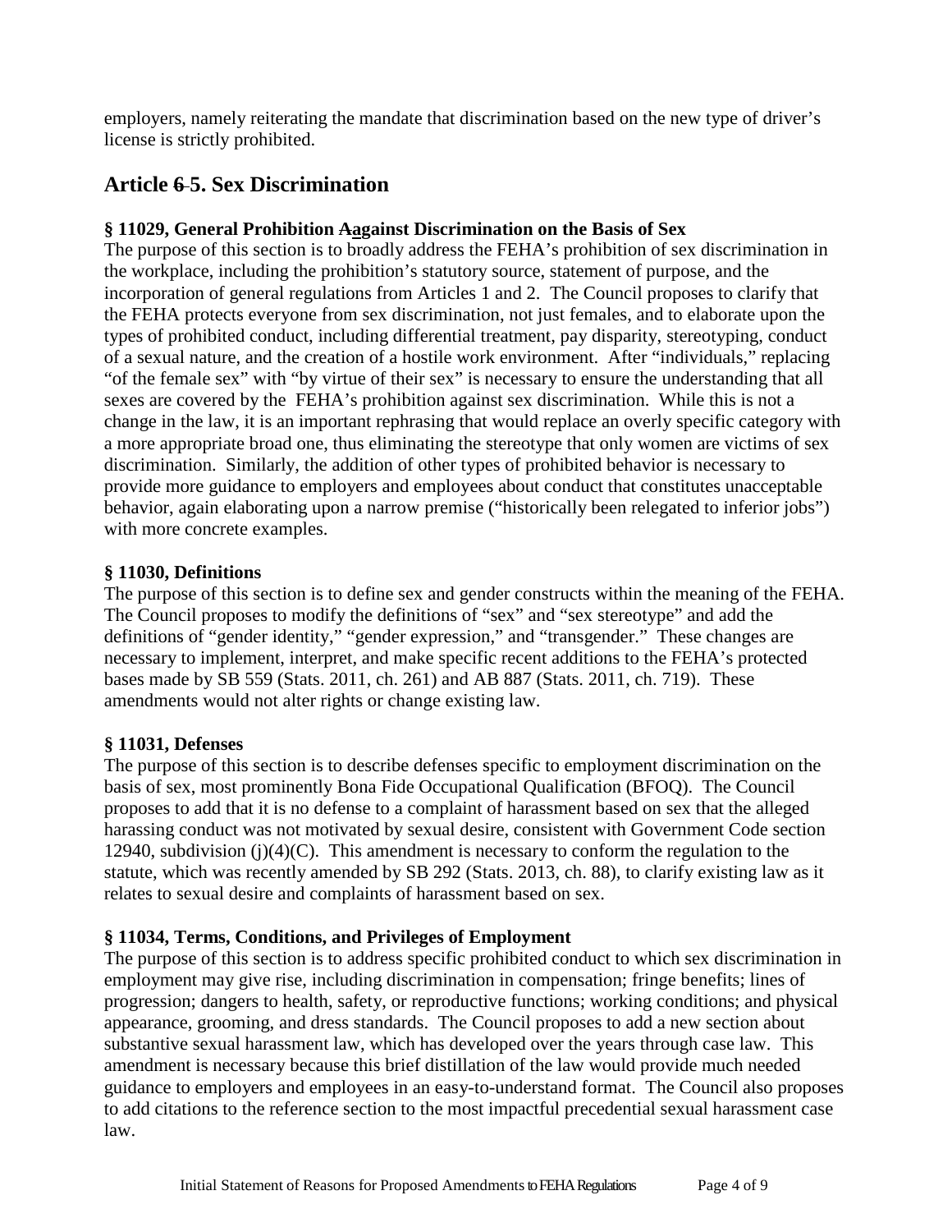employers, namely reiterating the mandate that discrimination based on the new type of driver's license is strictly prohibited.

## Article ~~6~~ 5. Sex Discrimination

### § 11029, General Prohibition ~~A~~against Discrimination on the Basis of Sex

The purpose of this section is to broadly address the FEHA's prohibition of sex discrimination in the workplace, including the prohibition's statutory source, statement of purpose, and the incorporation of general regulations from Articles 1 and 2. The Council proposes to clarify that the FEHA protects everyone from sex discrimination, not just females, and to elaborate upon the types of prohibited conduct, including differential treatment, pay disparity, stereotyping, conduct of a sexual nature, and the creation of a hostile work environment. After "individuals," replacing "of the female sex" with "by virtue of their sex" is necessary to ensure the understanding that all sexes are covered by the FEHA's prohibition against sex discrimination. While this is not a change in the law, it is an important rephrasing that would replace an overly specific category with a more appropriate broad one, thus eliminating the stereotype that only women are victims of sex discrimination. Similarly, the addition of other types of prohibited behavior is necessary to provide more guidance to employers and employees about conduct that constitutes unacceptable behavior, again elaborating upon a narrow premise ("historically been relegated to inferior jobs") with more concrete examples.

### § 11030, Definitions

The purpose of this section is to define sex and gender constructs within the meaning of the FEHA. The Council proposes to modify the definitions of "sex" and "sex stereotype" and add the definitions of "gender identity," "gender expression," and "transgender." These changes are necessary to implement, interpret, and make specific recent additions to the FEHA's protected bases made by SB 559 (Stats. 2011, ch. 261) and AB 887 (Stats. 2011, ch. 719). These amendments would not alter rights or change existing law.

### § 11031, Defenses

The purpose of this section is to describe defenses specific to employment discrimination on the basis of sex, most prominently Bona Fide Occupational Qualification (BFOQ). The Council proposes to add that it is no defense to a complaint of harassment based on sex that the alleged harassing conduct was not motivated by sexual desire, consistent with Government Code section 12940, subdivision (j)(4)(C). This amendment is necessary to conform the regulation to the statute, which was recently amended by SB 292 (Stats. 2013, ch. 88), to clarify existing law as it relates to sexual desire and complaints of harassment based on sex.

### § 11034, Terms, Conditions, and Privileges of Employment

The purpose of this section is to address specific prohibited conduct to which sex discrimination in employment may give rise, including discrimination in compensation; fringe benefits; lines of progression; dangers to health, safety, or reproductive functions; working conditions; and physical appearance, grooming, and dress standards. The Council proposes to add a new section about substantive sexual harassment law, which has developed over the years through case law. This amendment is necessary because this brief distillation of the law would provide much needed guidance to employers and employees in an easy-to-understand format. The Council also proposes to add citations to the reference section to the most impactful precedential sexual harassment case law.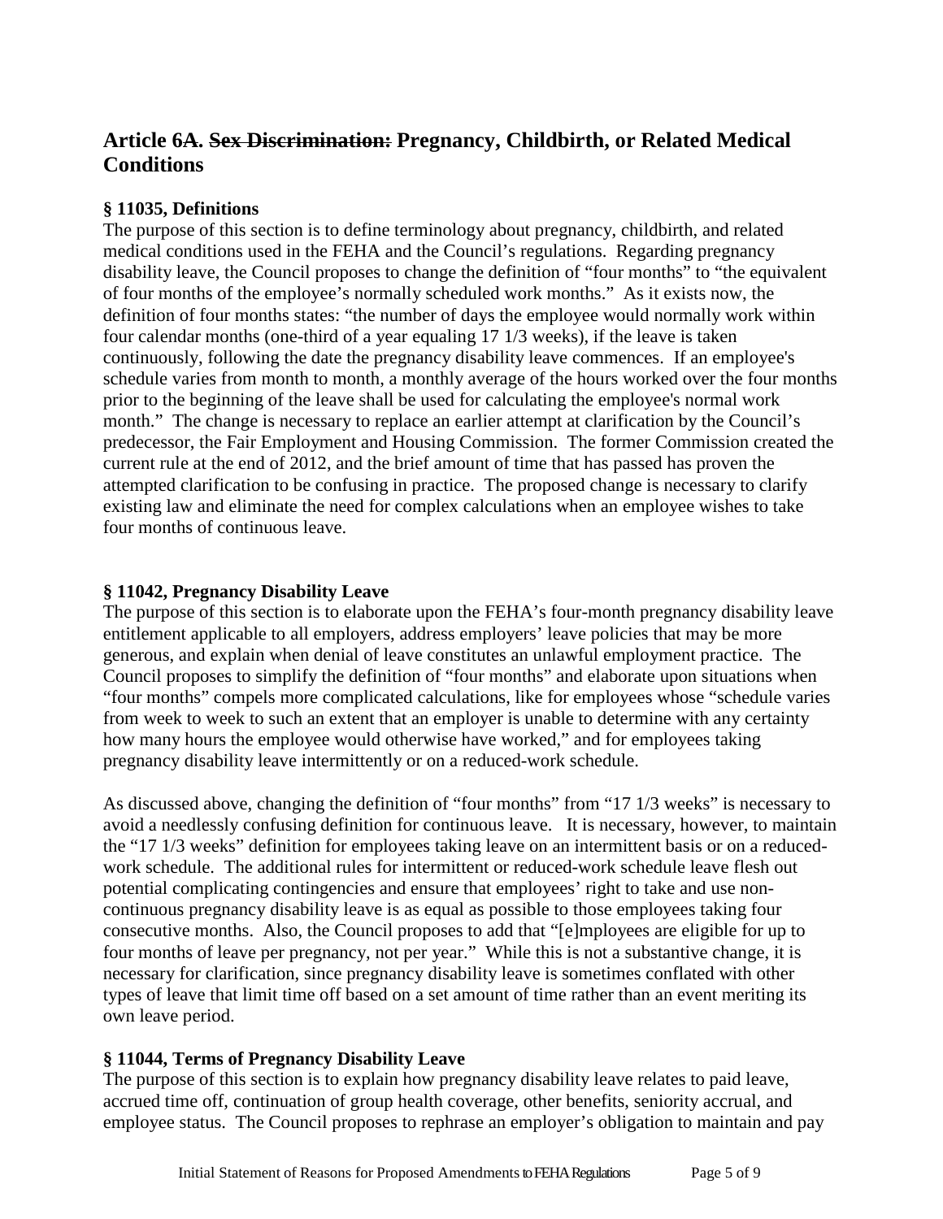## Article 6~~A. Sex Discrimination:~~ Pregnancy, Childbirth, or Related Medical Conditions

**§ 11035, Definitions**

The purpose of this section is to define terminology about pregnancy, childbirth, and related medical conditions used in the FEHA and the Council's regulations. Regarding pregnancy disability leave, the Council proposes to change the definition of "four months" to "the equivalent of four months of the employee's normally scheduled work months." As it exists now, the definition of four months states: "the number of days the employee would normally work within four calendar months (one-third of a year equaling 17 1/3 weeks), if the leave is taken continuously, following the date the pregnancy disability leave commences. If an employee's schedule varies from month to month, a monthly average of the hours worked over the four months prior to the beginning of the leave shall be used for calculating the employee's normal work month." The change is necessary to replace an earlier attempt at clarification by the Council's predecessor, the Fair Employment and Housing Commission. The former Commission created the current rule at the end of 2012, and the brief amount of time that has passed has proven the attempted clarification to be confusing in practice. The proposed change is necessary to clarify existing law and eliminate the need for complex calculations when an employee wishes to take four months of continuous leave.

**§ 11042, Pregnancy Disability Leave**

The purpose of this section is to elaborate upon the FEHA's four-month pregnancy disability leave entitlement applicable to all employers, address employers' leave policies that may be more generous, and explain when denial of leave constitutes an unlawful employment practice. The Council proposes to simplify the definition of "four months" and elaborate upon situations when "four months" compels more complicated calculations, like for employees whose "schedule varies from week to week to such an extent that an employer is unable to determine with any certainty how many hours the employee would otherwise have worked," and for employees taking pregnancy disability leave intermittently or on a reduced-work schedule.

As discussed above, changing the definition of "four months" from "17 1/3 weeks" is necessary to avoid a needlessly confusing definition for continuous leave. It is necessary, however, to maintain the "17 1/3 weeks" definition for employees taking leave on an intermittent basis or on a reduced-work schedule. The additional rules for intermittent or reduced-work schedule leave flesh out potential complicating contingencies and ensure that employees' right to take and use non-continuous pregnancy disability leave is as equal as possible to those employees taking four consecutive months. Also, the Council proposes to add that "[e]mployees are eligible for up to four months of leave per pregnancy, not per year." While this is not a substantive change, it is necessary for clarification, since pregnancy disability leave is sometimes conflated with other types of leave that limit time off based on a set amount of time rather than an event meriting its own leave period.

**§ 11044, Terms of Pregnancy Disability Leave**

The purpose of this section is to explain how pregnancy disability leave relates to paid leave, accrued time off, continuation of group health coverage, other benefits, seniority accrual, and employee status. The Council proposes to rephrase an employer's obligation to maintain and pay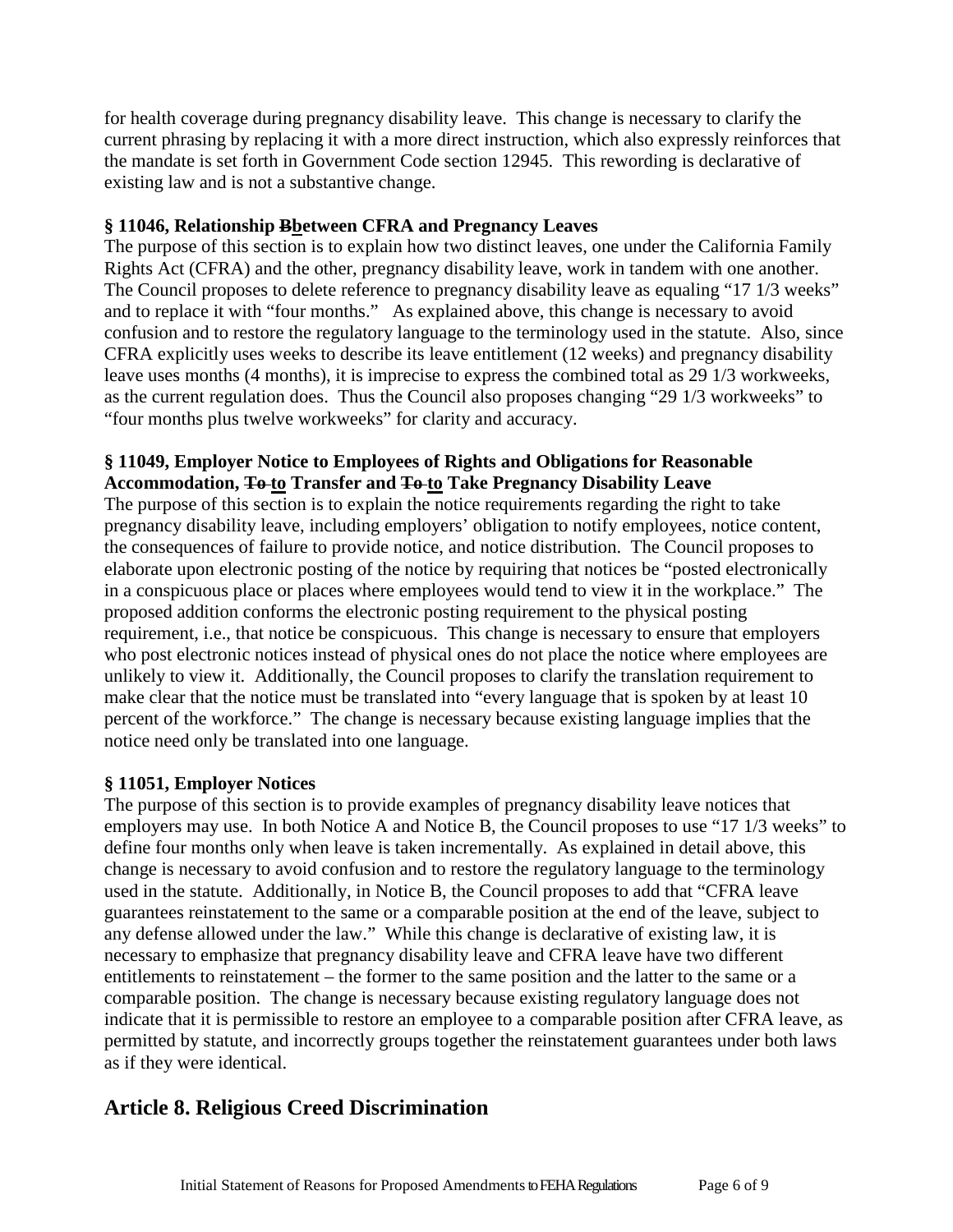for health coverage during pregnancy disability leave. This change is necessary to clarify the current phrasing by replacing it with a more direct instruction, which also expressly reinforces that the mandate is set forth in Government Code section 12945. This rewording is declarative of existing law and is not a substantive change.

**§ 11046, Relationship ~~B~~<u>b</u>etween CFRA and Pregnancy Leaves**

The purpose of this section is to explain how two distinct leaves, one under the California Family Rights Act (CFRA) and the other, pregnancy disability leave, work in tandem with one another. The Council proposes to delete reference to pregnancy disability leave as equaling "17 1/3 weeks" and to replace it with "four months." As explained above, this change is necessary to avoid confusion and to restore the regulatory language to the terminology used in the statute. Also, since CFRA explicitly uses weeks to describe its leave entitlement (12 weeks) and pregnancy disability leave uses months (4 months), it is imprecise to express the combined total as 29 1/3 workweeks, as the current regulation does. Thus the Council also proposes changing "29 1/3 workweeks" to "four months plus twelve workweeks" for clarity and accuracy.

**§ 11049, Employer Notice to Employees of Rights and Obligations for Reasonable Accommodation, ~~To~~ <u>to</u> Transfer and ~~To~~ <u>to</u> Take Pregnancy Disability Leave**

The purpose of this section is to explain the notice requirements regarding the right to take pregnancy disability leave, including employers' obligation to notify employees, notice content, the consequences of failure to provide notice, and notice distribution. The Council proposes to elaborate upon electronic posting of the notice by requiring that notices be "posted electronically in a conspicuous place or places where employees would tend to view it in the workplace." The proposed addition conforms the electronic posting requirement to the physical posting requirement, i.e., that notice be conspicuous. This change is necessary to ensure that employers who post electronic notices instead of physical ones do not place the notice where employees are unlikely to view it. Additionally, the Council proposes to clarify the translation requirement to make clear that the notice must be translated into "every language that is spoken by at least 10 percent of the workforce." The change is necessary because existing language implies that the notice need only be translated into one language.

**§ 11051, Employer Notices**

The purpose of this section is to provide examples of pregnancy disability leave notices that employers may use. In both Notice A and Notice B, the Council proposes to use "17 1/3 weeks" to define four months only when leave is taken incrementally. As explained in detail above, this change is necessary to avoid confusion and to restore the regulatory language to the terminology used in the statute. Additionally, in Notice B, the Council proposes to add that "CFRA leave guarantees reinstatement to the same or a comparable position at the end of the leave, subject to any defense allowed under the law." While this change is declarative of existing law, it is necessary to emphasize that pregnancy disability leave and CFRA leave have two different entitlements to reinstatement – the former to the same position and the latter to the same or a comparable position. The change is necessary because existing regulatory language does not indicate that it is permissible to restore an employee to a comparable position after CFRA leave, as permitted by statute, and incorrectly groups together the reinstatement guarantees under both laws as if they were identical.

## Article 8. Religious Creed Discrimination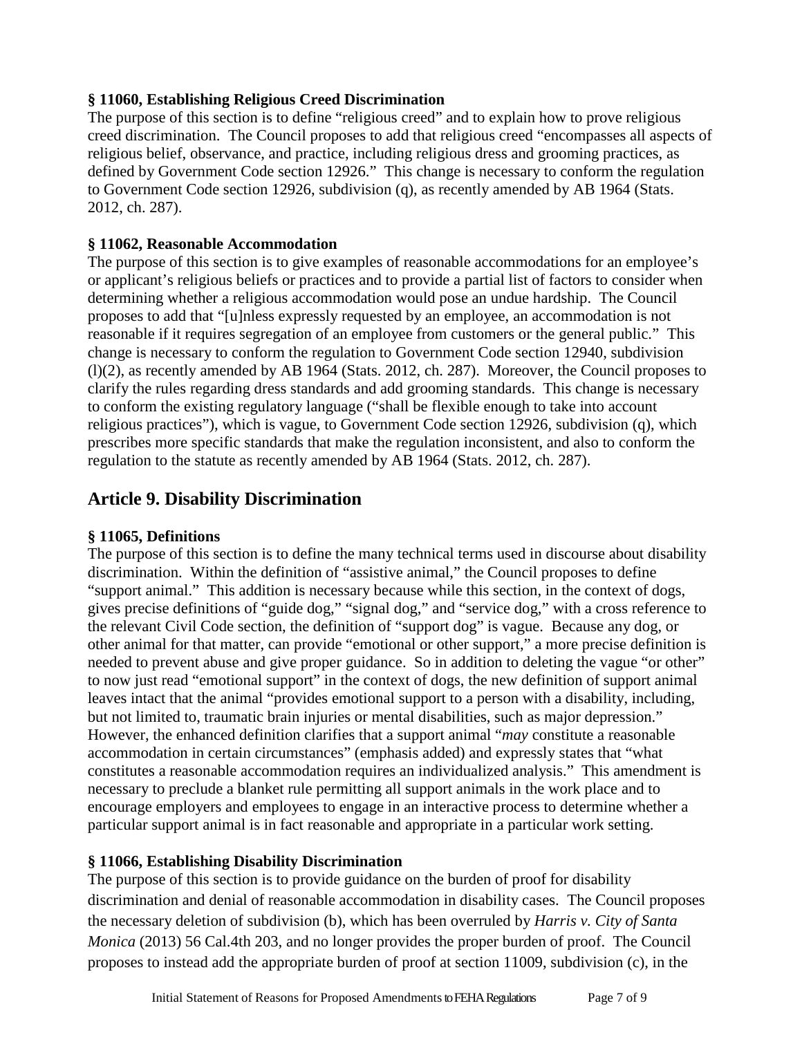**§ 11060, Establishing Religious Creed Discrimination**
The purpose of this section is to define "religious creed" and to explain how to prove religious creed discrimination. The Council proposes to add that religious creed "encompasses all aspects of religious belief, observance, and practice, including religious dress and grooming practices, as defined by Government Code section 12926." This change is necessary to conform the regulation to Government Code section 12926, subdivision (q), as recently amended by AB 1964 (Stats. 2012, ch. 287).

**§ 11062, Reasonable Accommodation**
The purpose of this section is to give examples of reasonable accommodations for an employee's or applicant's religious beliefs or practices and to provide a partial list of factors to consider when determining whether a religious accommodation would pose an undue hardship. The Council proposes to add that "[u]nless expressly requested by an employee, an accommodation is not reasonable if it requires segregation of an employee from customers or the general public." This change is necessary to conform the regulation to Government Code section 12940, subdivision (l)(2), as recently amended by AB 1964 (Stats. 2012, ch. 287). Moreover, the Council proposes to clarify the rules regarding dress standards and add grooming standards. This change is necessary to conform the existing regulatory language ("shall be flexible enough to take into account religious practices"), which is vague, to Government Code section 12926, subdivision (q), which prescribes more specific standards that make the regulation inconsistent, and also to conform the regulation to the statute as recently amended by AB 1964 (Stats. 2012, ch. 287).

## Article 9. Disability Discrimination

**§ 11065, Definitions**
The purpose of this section is to define the many technical terms used in discourse about disability discrimination. Within the definition of "assistive animal," the Council proposes to define "support animal." This addition is necessary because while this section, in the context of dogs, gives precise definitions of "guide dog," "signal dog," and "service dog," with a cross reference to the relevant Civil Code section, the definition of "support dog" is vague. Because any dog, or other animal for that matter, can provide "emotional or other support," a more precise definition is needed to prevent abuse and give proper guidance. So in addition to deleting the vague "or other" to now just read "emotional support" in the context of dogs, the new definition of support animal leaves intact that the animal "provides emotional support to a person with a disability, including, but not limited to, traumatic brain injuries or mental disabilities, such as major depression." However, the enhanced definition clarifies that a support animal "*may* constitute a reasonable accommodation in certain circumstances" (emphasis added) and expressly states that "what constitutes a reasonable accommodation requires an individualized analysis." This amendment is necessary to preclude a blanket rule permitting all support animals in the work place and to encourage employers and employees to engage in an interactive process to determine whether a particular support animal is in fact reasonable and appropriate in a particular work setting.

**§ 11066, Establishing Disability Discrimination**
The purpose of this section is to provide guidance on the burden of proof for disability discrimination and denial of reasonable accommodation in disability cases. The Council proposes the necessary deletion of subdivision (b), which has been overruled by *Harris v. City of Santa Monica* (2013) 56 Cal.4th 203, and no longer provides the proper burden of proof. The Council proposes to instead add the appropriate burden of proof at section 11009, subdivision (c), in the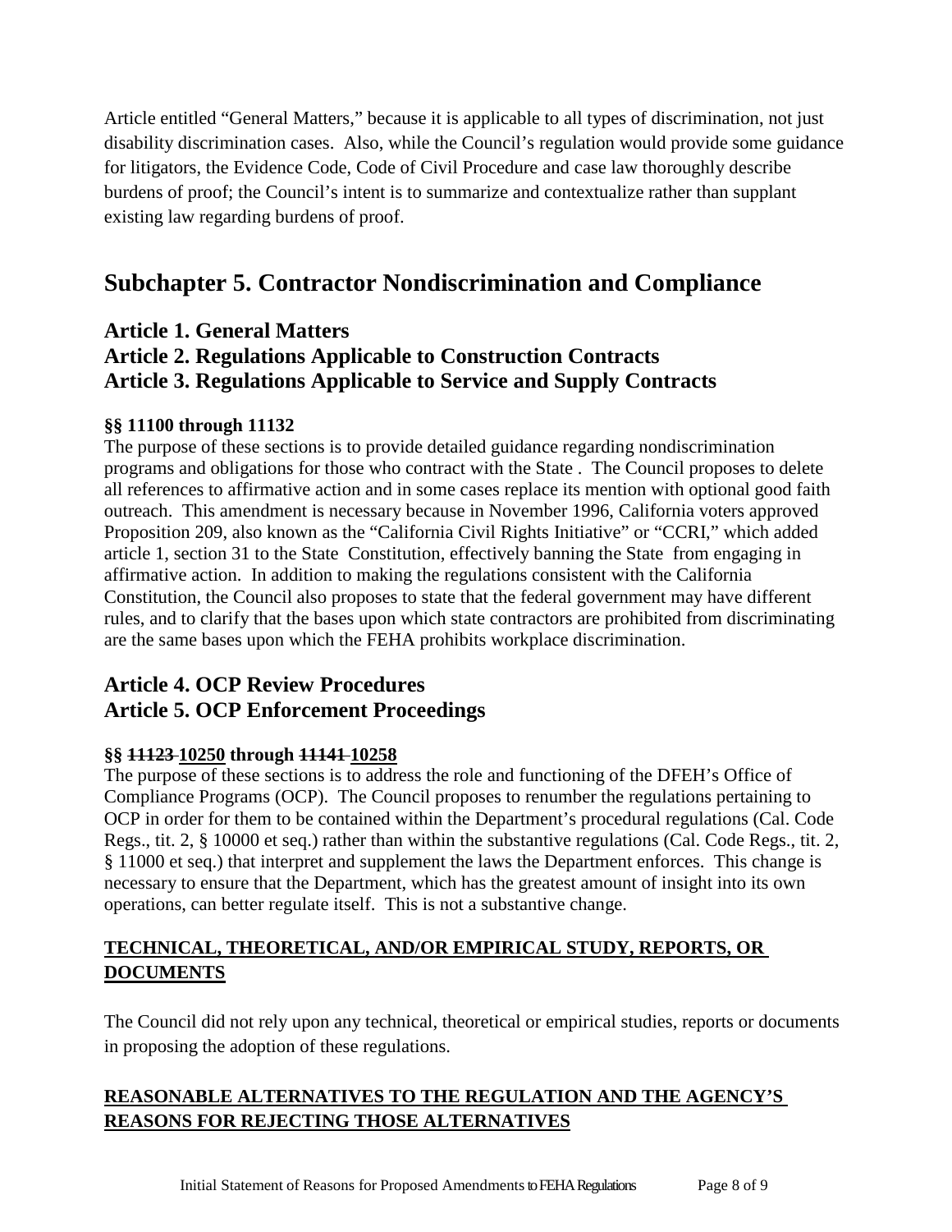Article entitled “General Matters,” because it is applicable to all types of discrimination, not just disability discrimination cases. Also, while the Council’s regulation would provide some guidance for litigators, the Evidence Code, Code of Civil Procedure and case law thoroughly describe burdens of proof; the Council’s intent is to summarize and contextualize rather than supplant existing law regarding burdens of proof.

# Subchapter 5. Contractor Nondiscrimination and Compliance

## Article 1. General Matters
## Article 2. Regulations Applicable to Construction Contracts
## Article 3. Regulations Applicable to Service and Supply Contracts

**§§ 11100 through 11132**

The purpose of these sections is to provide detailed guidance regarding nondiscrimination programs and obligations for those who contract with the State . The Council proposes to delete all references to affirmative action and in some cases replace its mention with optional good faith outreach. This amendment is necessary because in November 1996, California voters approved Proposition 209, also known as the “California Civil Rights Initiative” or “CCRI,” which added article 1, section 31 to the State Constitution, effectively banning the State from engaging in affirmative action. In addition to making the regulations consistent with the California Constitution, the Council also proposes to state that the federal government may have different rules, and to clarify that the bases upon which state contractors are prohibited from discriminating are the same bases upon which the FEHA prohibits workplace discrimination.

## Article 4. OCP Review Procedures
## Article 5. OCP Enforcement Proceedings

**§§ ~~11123~~ <u>10250</u> through ~~11141~~ <u>10258</u>**

The purpose of these sections is to address the role and functioning of the DFEH’s Office of Compliance Programs (OCP). The Council proposes to renumber the regulations pertaining to OCP in order for them to be contained within the Department’s procedural regulations (Cal. Code Regs., tit. 2, § 10000 et seq.) rather than within the substantive regulations (Cal. Code Regs., tit. 2, § 11000 et seq.) that interpret and supplement the laws the Department enforces. This change is necessary to ensure that the Department, which has the greatest amount of insight into its own operations, can better regulate itself. This is not a substantive change.

**<u>TECHNICAL, THEORETICAL, AND/OR EMPIRICAL STUDY, REPORTS, OR DOCUMENTS</u>**

The Council did not rely upon any technical, theoretical or empirical studies, reports or documents in proposing the adoption of these regulations.

**<u>REASONABLE ALTERNATIVES TO THE REGULATION AND THE AGENCY’S REASONS FOR REJECTING THOSE ALTERNATIVES</u>**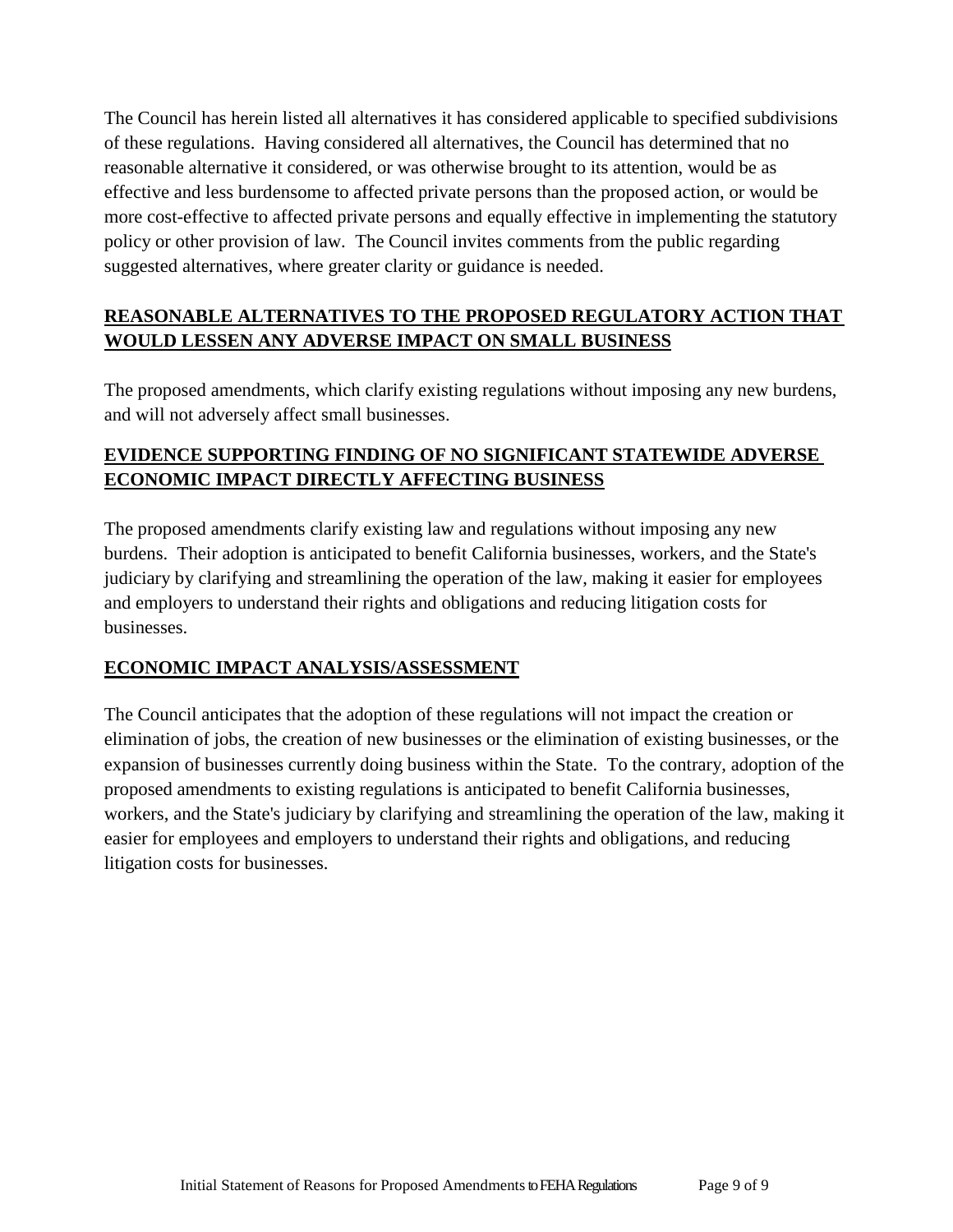The Council has herein listed all alternatives it has considered applicable to specified subdivisions of these regulations. Having considered all alternatives, the Council has determined that no reasonable alternative it considered, or was otherwise brought to its attention, would be as effective and less burdensome to affected private persons than the proposed action, or would be more cost-effective to affected private persons and equally effective in implementing the statutory policy or other provision of law. The Council invites comments from the public regarding suggested alternatives, where greater clarity or guidance is needed.

## REASONABLE ALTERNATIVES TO THE PROPOSED REGULATORY ACTION THAT WOULD LESSEN ANY ADVERSE IMPACT ON SMALL BUSINESS

The proposed amendments, which clarify existing regulations without imposing any new burdens, and will not adversely affect small businesses.

## EVIDENCE SUPPORTING FINDING OF NO SIGNIFICANT STATEWIDE ADVERSE ECONOMIC IMPACT DIRECTLY AFFECTING BUSINESS

The proposed amendments clarify existing law and regulations without imposing any new burdens. Their adoption is anticipated to benefit California businesses, workers, and the State's judiciary by clarifying and streamlining the operation of the law, making it easier for employees and employers to understand their rights and obligations and reducing litigation costs for businesses.

## ECONOMIC IMPACT ANALYSIS/ASSESSMENT

The Council anticipates that the adoption of these regulations will not impact the creation or elimination of jobs, the creation of new businesses or the elimination of existing businesses, or the expansion of businesses currently doing business within the State. To the contrary, adoption of the proposed amendments to existing regulations is anticipated to benefit California businesses, workers, and the State's judiciary by clarifying and streamlining the operation of the law, making it easier for employees and employers to understand their rights and obligations, and reducing litigation costs for businesses.